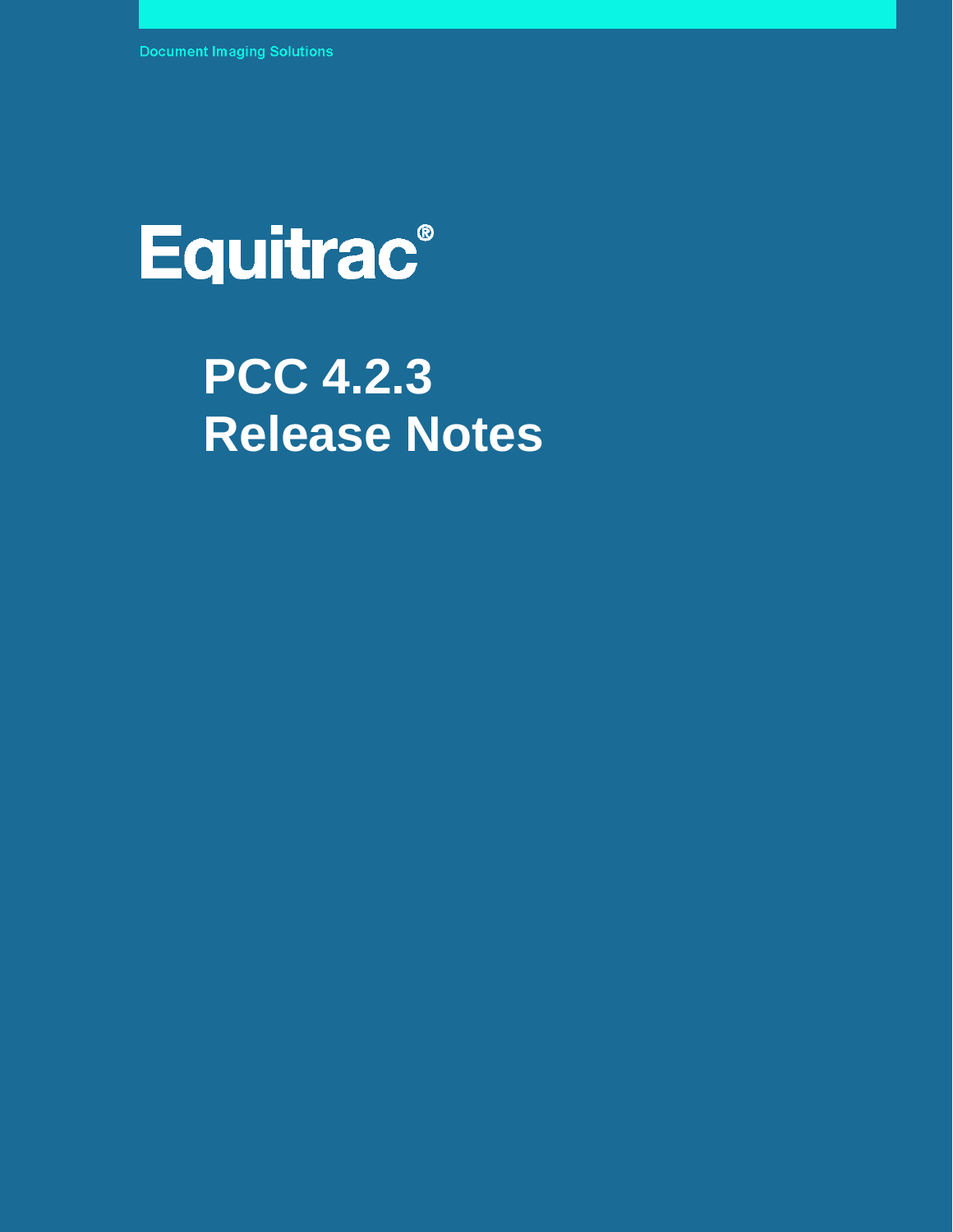Document Imaging Solutions

Equitrac®

# PCC 4.2.3
# Release Notes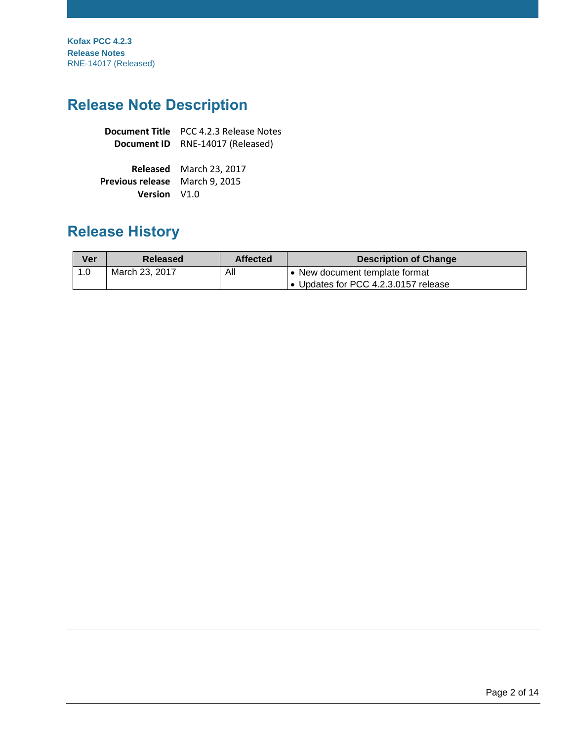# Release Note Description

**Document Title** PCC 4.2.3 Release Notes
**Document ID** RNE-14017 (Released)

**Released** March 23, 2017
**Previous release** March 9, 2015
**Version** V1.0

# Release History

| Ver | Released | Affected | Description of Change |
|---|---|---|---|
| 1.0 | March 23, 2017 | All | • New document template format<br>• Updates for PCC 4.2.3.0157 release |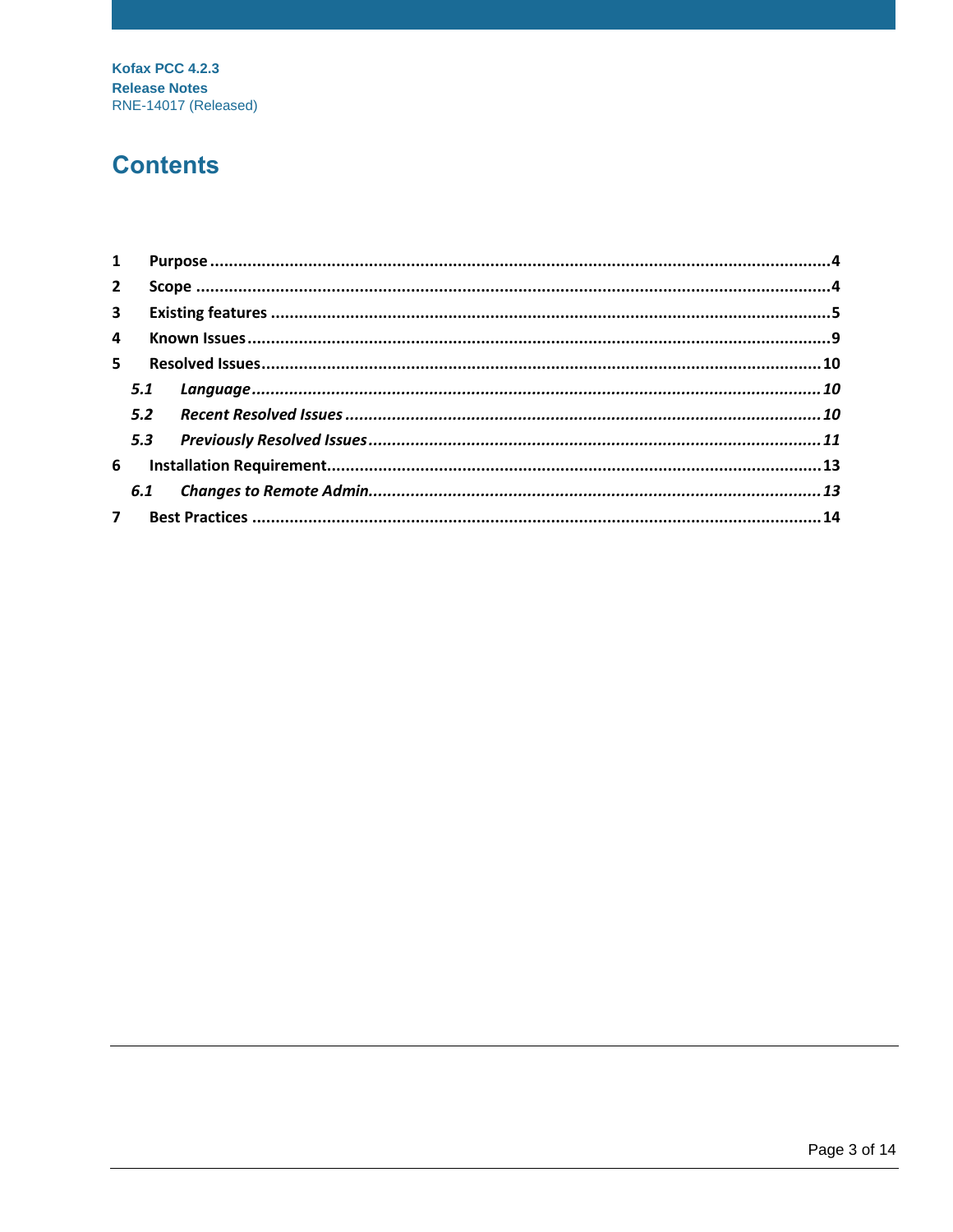# Contents

| | | |
|---|---|---|
| **1** | **Purpose** | **4** |
| **2** | **Scope** | **4** |
| **3** | **Existing features** | **5** |
| **4** | **Known Issues** | **9** |
| **5** | **Resolved Issues** | **10** |
| ***5.1*** | ***Language*** | ***10*** |
| ***5.2*** | ***Recent Resolved Issues*** | ***10*** |
| ***5.3*** | ***Previously Resolved Issues*** | ***11*** |
| **6** | **Installation Requirement.** | **13** |
| ***6.1*** | ***Changes to Remote Admin.*** | ***13*** |
| **7** | **Best Practices** | **14** |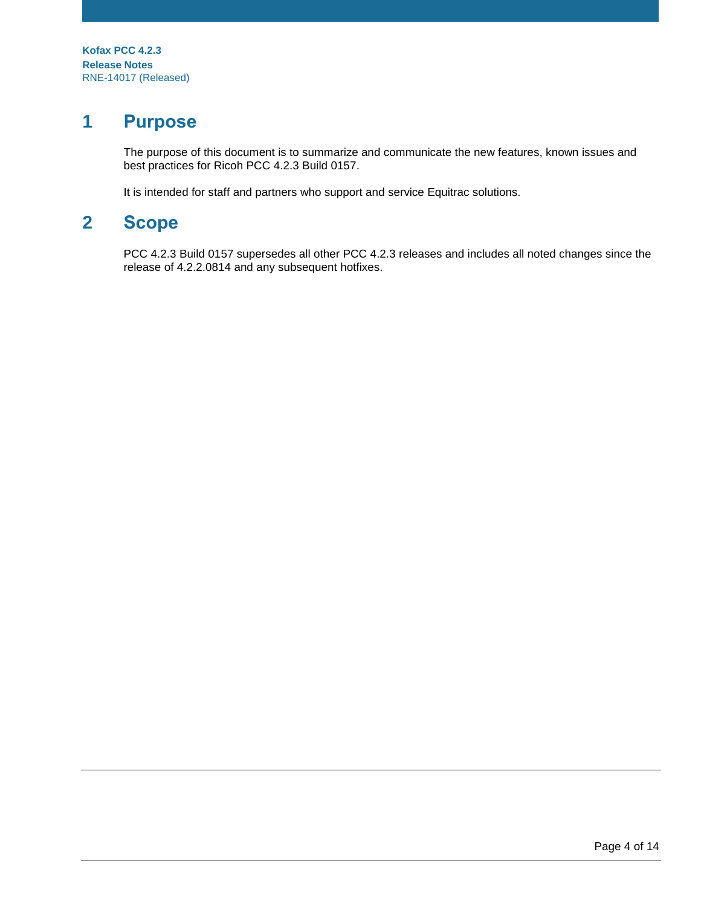# 1 Purpose

The purpose of this document is to summarize and communicate the new features, known issues and best practices for Ricoh PCC 4.2.3 Build 0157.

It is intended for staff and partners who support and service Equitrac solutions.

# 2 Scope

PCC 4.2.3 Build 0157 supersedes all other PCC 4.2.3 releases and includes all noted changes since the release of 4.2.2.0814 and any subsequent hotfixes.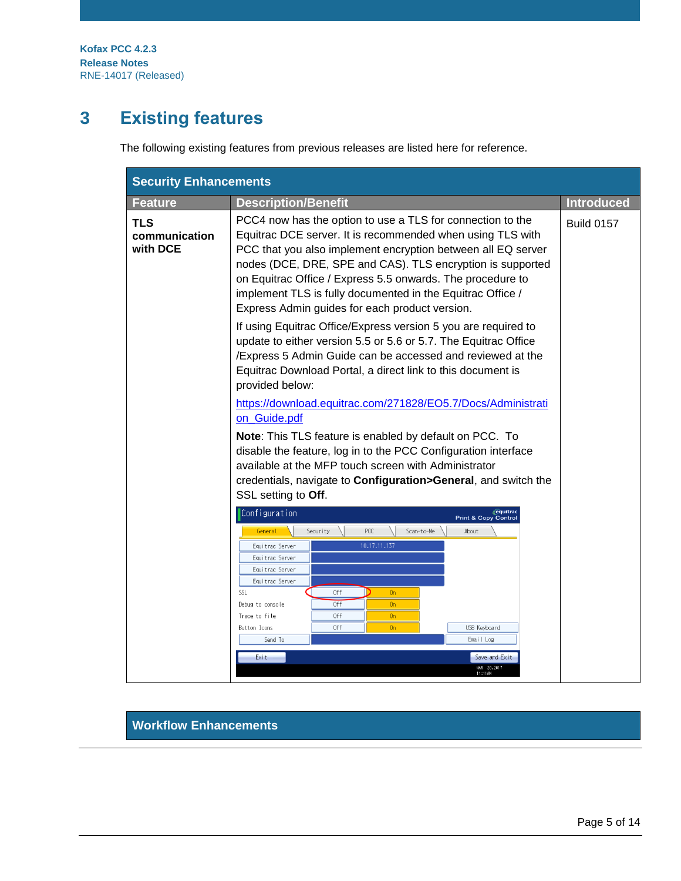# 3 Existing features

The following existing features from previous releases are listed here for reference.

| Security Enhancements | | |
|---|---|---|
| **Feature** | **Description/Benefit** | **Introduced** |
| **TLS communication with DCE** | PCC4 now has the option to use a TLS for connection to the Equitrac DCE server. It is recommended when using TLS with PCC that you also implement encryption between all EQ server nodes (DCE, DRE, SPE and CAS). TLS encryption is supported on Equitrac Office / Express 5.5 onwards. The procedure to implement TLS is fully documented in the Equitrac Office / Express Admin guides for each product version.<br><br>If using Equitrac Office/Express version 5 you are required to update to either version 5.5 or 5.6 or 5.7. The Equitrac Office /Express 5 Admin Guide can be accessed and reviewed at the Equitrac Download Portal, a direct link to this document is provided below:<br><br>https://download.equitrac.com/271828/EO5.7/Docs/Administration_Guide.pdf<br><br>**Note**: This TLS feature is enabled by default on PCC. To disable the feature, log in to the PCC Configuration interface available at the MFP touch screen with Administrator credentials, navigate to **Configuration>General**, and switch the SSL setting to **Off**. | Build 0157 |

| Workflow Enhancements |
|---|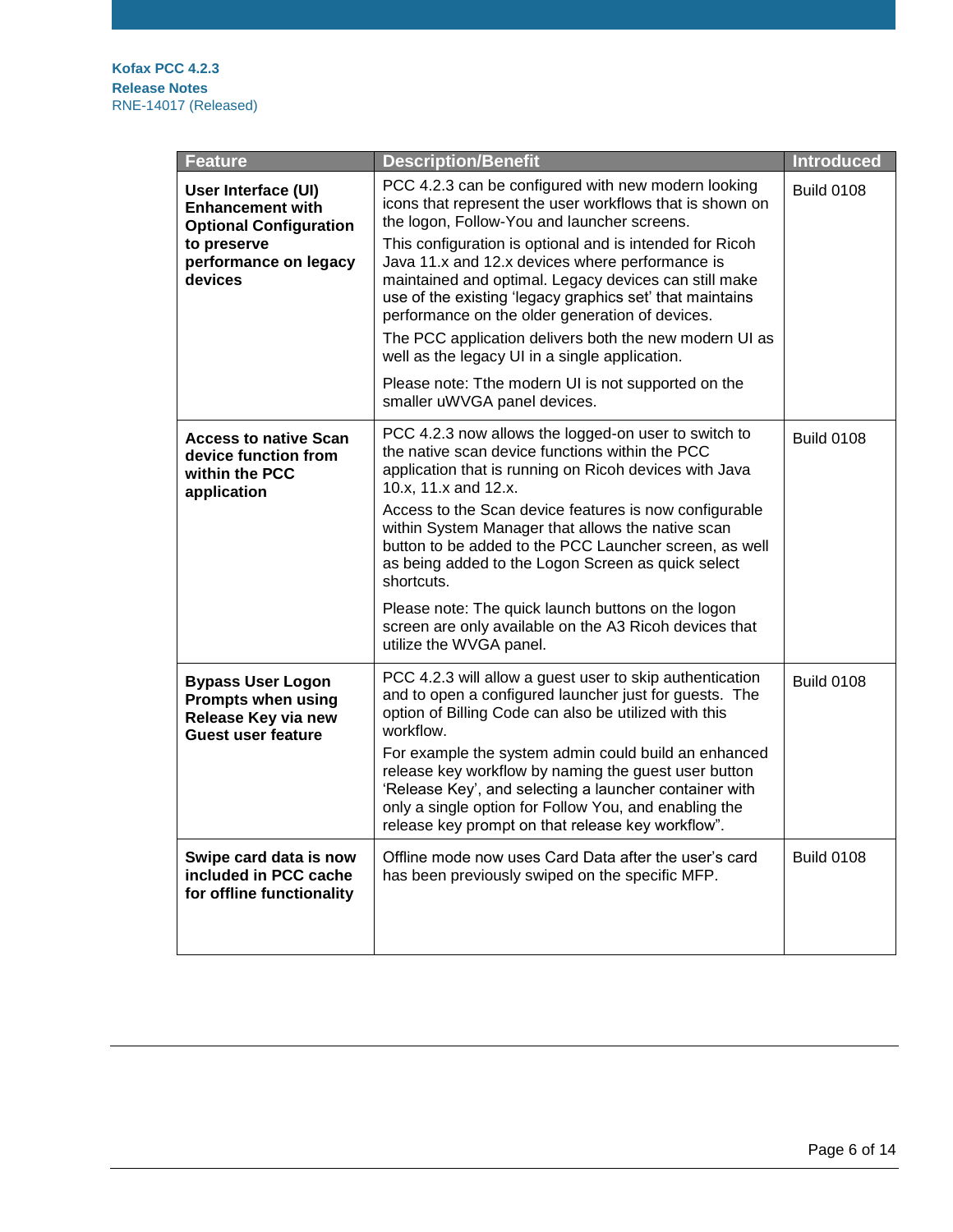| Feature | Description/Benefit | Introduced |
|---|---|---|
| **User Interface (UI) Enhancement with Optional Configuration to preserve performance on legacy devices** | PCC 4.2.3 can be configured with new modern looking icons that represent the user workflows that is shown on the logon, Follow-You and launcher screens.<br>This configuration is optional and is intended for Ricoh Java 11.x and 12.x devices where performance is maintained and optimal. Legacy devices can still make use of the existing 'legacy graphics set' that maintains performance on the older generation of devices.<br>The PCC application delivers both the new modern UI as well as the legacy UI in a single application.<br>Please note: Tthe modern UI is not supported on the smaller uWVGA panel devices. | Build 0108 |
| **Access to native Scan device function from within the PCC application** | PCC 4.2.3 now allows the logged-on user to switch to the native scan device functions within the PCC application that is running on Ricoh devices with Java 10.x, 11.x and 12.x.<br>Access to the Scan device features is now configurable within System Manager that allows the native scan button to be added to the PCC Launcher screen, as well as being added to the Logon Screen as quick select shortcuts.<br>Please note: The quick launch buttons on the logon screen are only available on the A3 Ricoh devices that utilize the WVGA panel. | Build 0108 |
| **Bypass User Logon Prompts when using Release Key via new Guest user feature** | PCC 4.2.3 will allow a guest user to skip authentication and to open a configured launcher just for guests. The option of Billing Code can also be utilized with this workflow.<br>For example the system admin could build an enhanced release key workflow by naming the guest user button 'Release Key', and selecting a launcher container with only a single option for Follow You, and enabling the release key prompt on that release key workflow". | Build 0108 |
| **Swipe card data is now included in PCC cache for offline functionality** | Offline mode now uses Card Data after the user's card has been previously swiped on the specific MFP. | Build 0108 |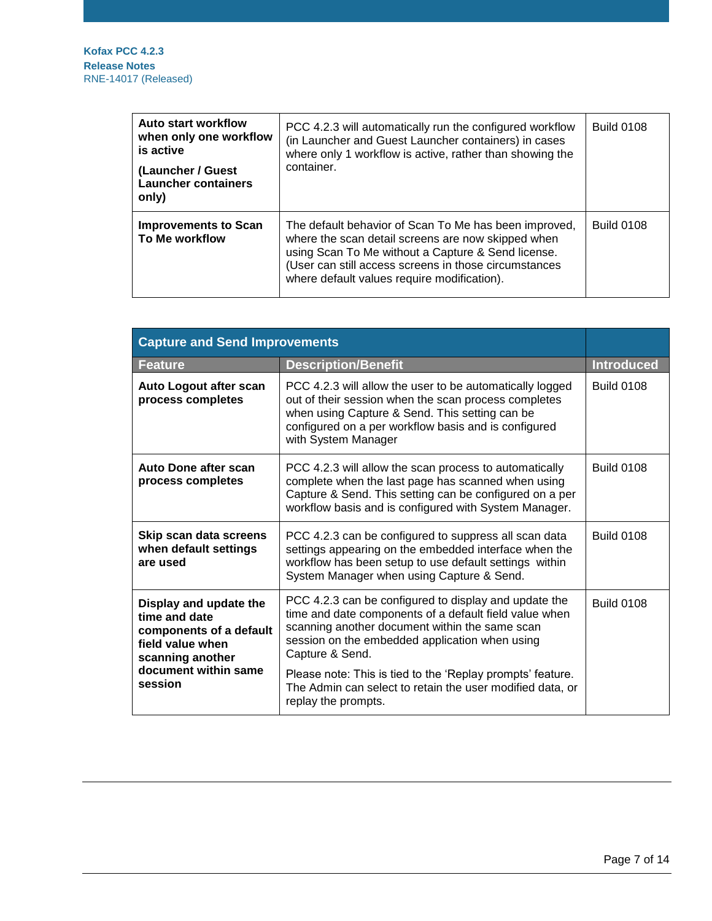| Feature | Description/Benefit | Introduced |
| --- | --- | --- |
| **Auto start workflow when only one workflow is active** **(Launcher / Guest Launcher containers only)** | PCC 4.2.3 will automatically run the configured workflow (in Launcher and Guest Launcher containers) in cases where only 1 workflow is active, rather than showing the container. | Build 0108 |
| **Improvements to Scan To Me workflow** | The default behavior of Scan To Me has been improved, where the scan detail screens are now skipped when using Scan To Me without a Capture & Send license. (User can still access screens in those circumstances where default values require modification). | Build 0108 |

| Capture and Send Improvements | | |
| --- | --- | --- |
| **Feature** | **Description/Benefit** | **Introduced** |
| **Auto Logout after scan process completes** | PCC 4.2.3 will allow the user to be automatically logged out of their session when the scan process completes when using Capture & Send. This setting can be configured on a per workflow basis and is configured with System Manager | Build 0108 |
| **Auto Done after scan process completes** | PCC 4.2.3 will allow the scan process to automatically complete when the last page has scanned when using Capture & Send. This setting can be configured on a per workflow basis and is configured with System Manager. | Build 0108 |
| **Skip scan data screens when default settings are used** | PCC 4.2.3 can be configured to suppress all scan data settings appearing on the embedded interface when the workflow has been setup to use default settings within System Manager when using Capture & Send. | Build 0108 |
| **Display and update the time and date components of a default field value when scanning another document within same session** | PCC 4.2.3 can be configured to display and update the time and date components of a default field value when scanning another document within the same scan session on the embedded application when using Capture & Send. Please note: This is tied to the 'Replay prompts' feature. The Admin can select to retain the user modified data, or replay the prompts. | Build 0108 |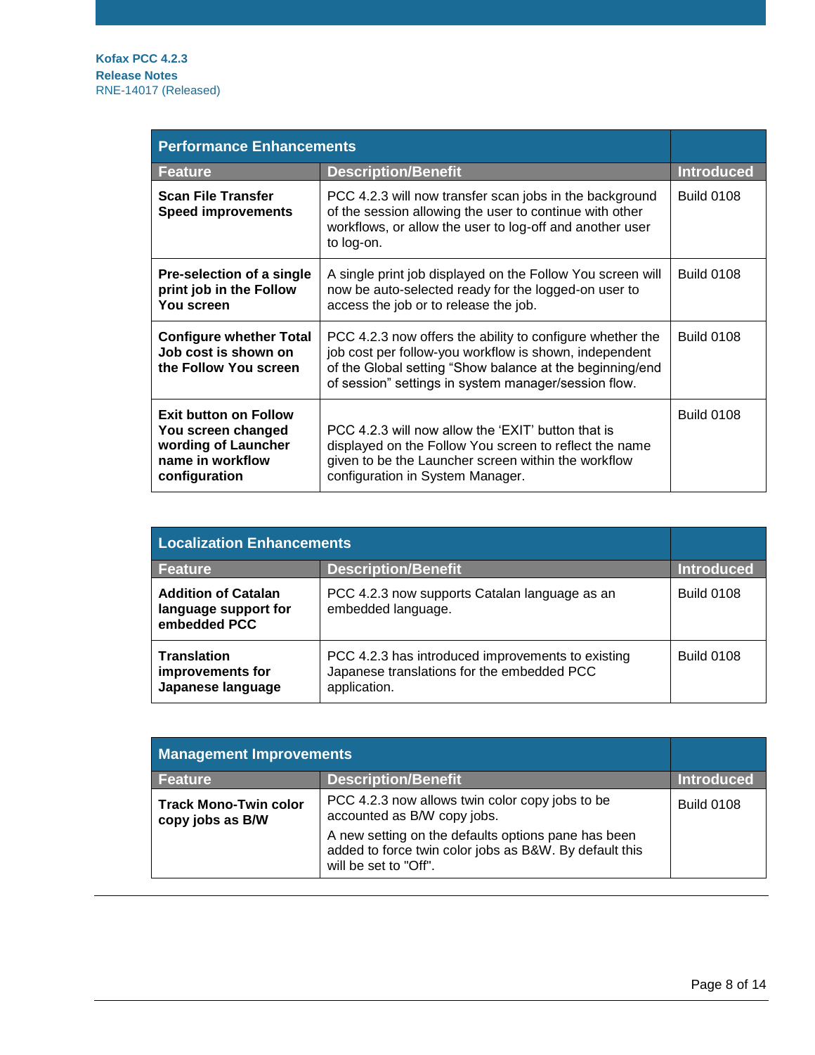| Performance Enhancements | | |
|---|---|---|
| **Feature** | **Description/Benefit** | **Introduced** |
| **Scan File Transfer Speed improvements** | PCC 4.2.3 will now transfer scan jobs in the background of the session allowing the user to continue with other workflows, or allow the user to log-off and another user to log-on. | Build 0108 |
| **Pre-selection of a single print job in the Follow You screen** | A single print job displayed on the Follow You screen will now be auto-selected ready for the logged-on user to access the job or to release the job. | Build 0108 |
| **Configure whether Total Job cost is shown on the Follow You screen** | PCC 4.2.3 now offers the ability to configure whether the job cost per follow-you workflow is shown, independent of the Global setting "Show balance at the beginning/end of session" settings in system manager/session flow. | Build 0108 |
| **Exit button on Follow You screen changed wording of Launcher name in workflow configuration** | PCC 4.2.3 will now allow the 'EXIT' button that is displayed on the Follow You screen to reflect the name given to be the Launcher screen within the workflow configuration in System Manager. | Build 0108 |

| Localization Enhancements | | |
|---|---|---|
| **Feature** | **Description/Benefit** | **Introduced** |
| **Addition of Catalan language support for embedded PCC** | PCC 4.2.3 now supports Catalan language as an embedded language. | Build 0108 |
| **Translation improvements for Japanese language** | PCC 4.2.3 has introduced improvements to existing Japanese translations for the embedded PCC application. | Build 0108 |

| Management Improvements | | |
|---|---|---|
| **Feature** | **Description/Benefit** | **Introduced** |
| **Track Mono-Twin color copy jobs as B/W** | PCC 4.2.3 now allows twin color copy jobs to be accounted as B/W copy jobs.<br>A new setting on the defaults options pane has been added to force twin color jobs as B&W. By default this will be set to "Off". | Build 0108 |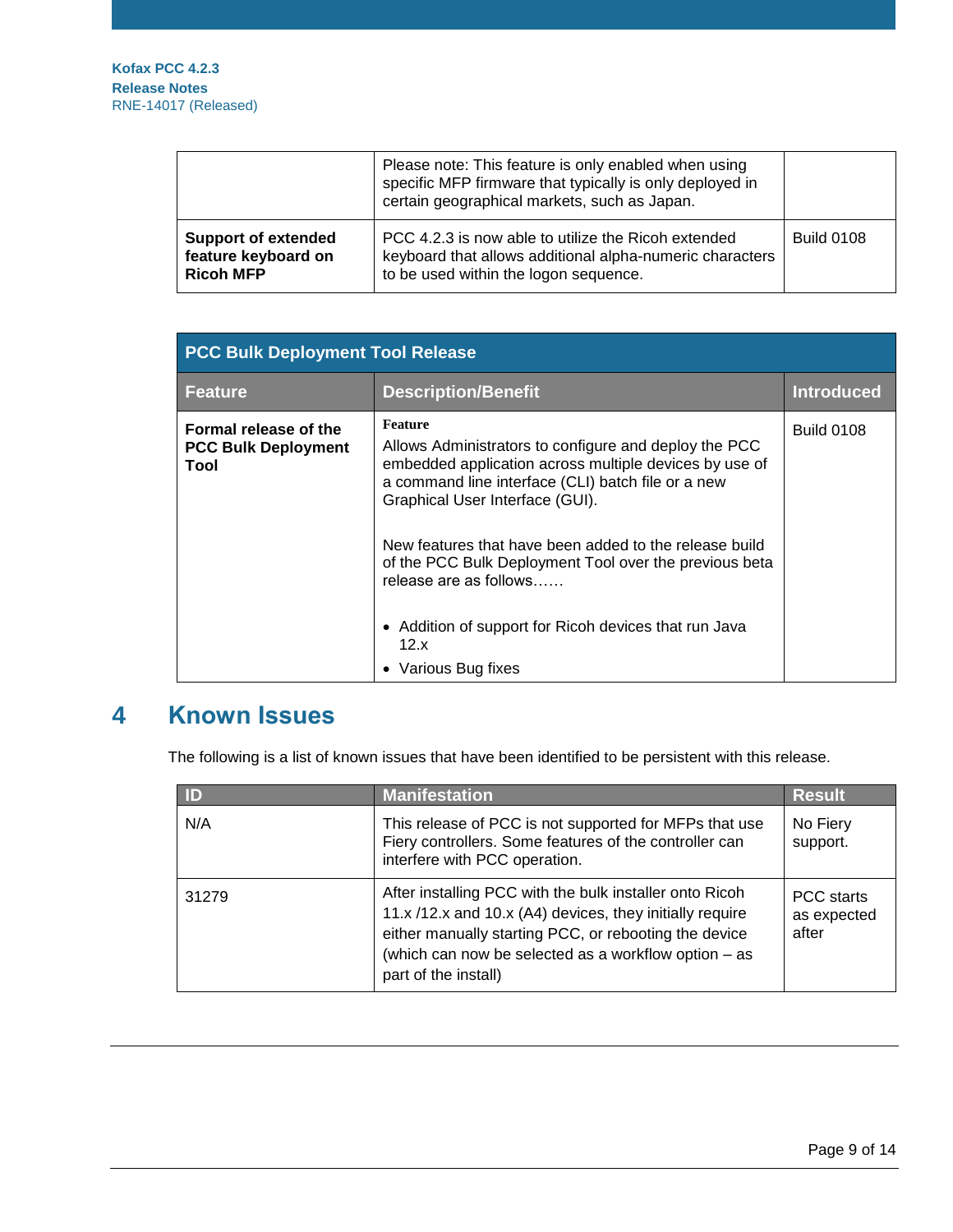| | | |
|---|---|---|
| | Please note: This feature is only enabled when using specific MFP firmware that typically is only deployed in certain geographical markets, such as Japan. | |
| **Support of extended feature keyboard on Ricoh MFP** | PCC 4.2.3 is now able to utilize the Ricoh extended keyboard that allows additional alpha-numeric characters to be used within the logon sequence. | Build 0108 |

| PCC Bulk Deployment Tool Release | | |
|---|---|---|
| **Feature** | **Description/Benefit** | **Introduced** |
| **Formal release of the PCC Bulk Deployment Tool** | **Feature**<br>Allows Administrators to configure and deploy the PCC embedded application across multiple devices by use of a command line interface (CLI) batch file or a new Graphical User Interface (GUI).<br><br>New features that have been added to the release build of the PCC Bulk Deployment Tool over the previous beta release are as follows……<br><br>• Addition of support for Ricoh devices that run Java 12.x<br>• Various Bug fixes | Build 0108 |

# 4 Known Issues

The following is a list of known issues that have been identified to be persistent with this release.

| ID | Manifestation | Result |
|---|---|---|
| N/A | This release of PCC is not supported for MFPs that use Fiery controllers. Some features of the controller can interfere with PCC operation. | No Fiery support. |
| 31279 | After installing PCC with the bulk installer onto Ricoh 11.x /12.x and 10.x (A4) devices, they initially require either manually starting PCC, or rebooting the device (which can now be selected as a workflow option – as part of the install) | PCC starts as expected after |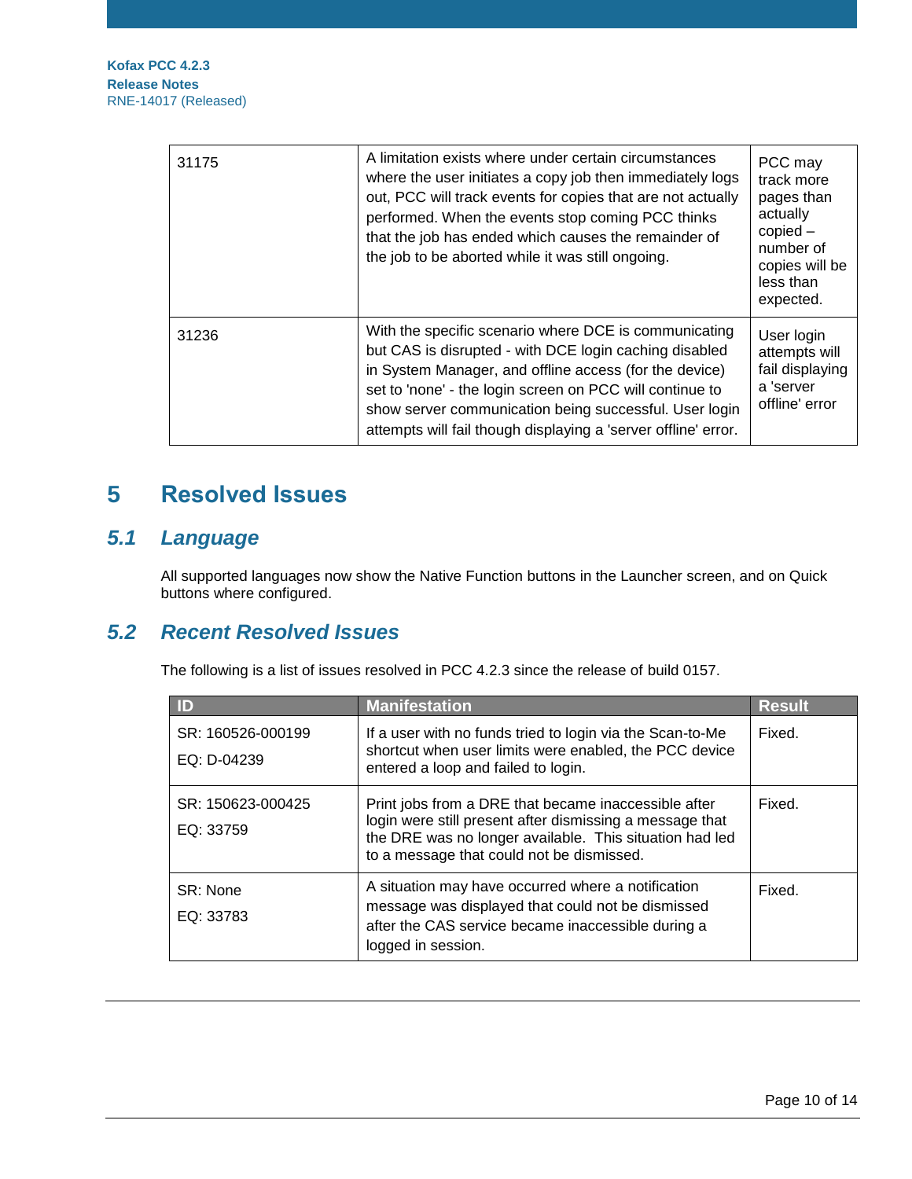| | | |
|---|---|---|
| 31175 | A limitation exists where under certain circumstances where the user initiates a copy job then immediately logs out, PCC will track events for copies that are not actually performed. When the events stop coming PCC thinks that the job has ended which causes the remainder of the job to be aborted while it was still ongoing. | PCC may track more pages than actually copied – number of copies will be less than expected. |
| 31236 | With the specific scenario where DCE is communicating but CAS is disrupted - with DCE login caching disabled in System Manager, and offline access (for the device) set to 'none' - the login screen on PCC will continue to show server communication being successful. User login attempts will fail though displaying a 'server offline' error. | User login attempts will fail displaying a 'server offline' error |

# 5 Resolved Issues

## 5.1 Language

All supported languages now show the Native Function buttons in the Launcher screen, and on Quick buttons where configured.

## 5.2 Recent Resolved Issues

The following is a list of issues resolved in PCC 4.2.3 since the release of build 0157.

| ID | Manifestation | Result |
|---|---|---|
| SR: 160526-000199<br>EQ: D-04239 | If a user with no funds tried to login via the Scan-to-Me shortcut when user limits were enabled, the PCC device entered a loop and failed to login. | Fixed. |
| SR: 150623-000425<br>EQ: 33759 | Print jobs from a DRE that became inaccessible after login were still present after dismissing a message that the DRE was no longer available. This situation had led to a message that could not be dismissed. | Fixed. |
| SR: None<br>EQ: 33783 | A situation may have occurred where a notification message was displayed that could not be dismissed after the CAS service became inaccessible during a logged in session. | Fixed. |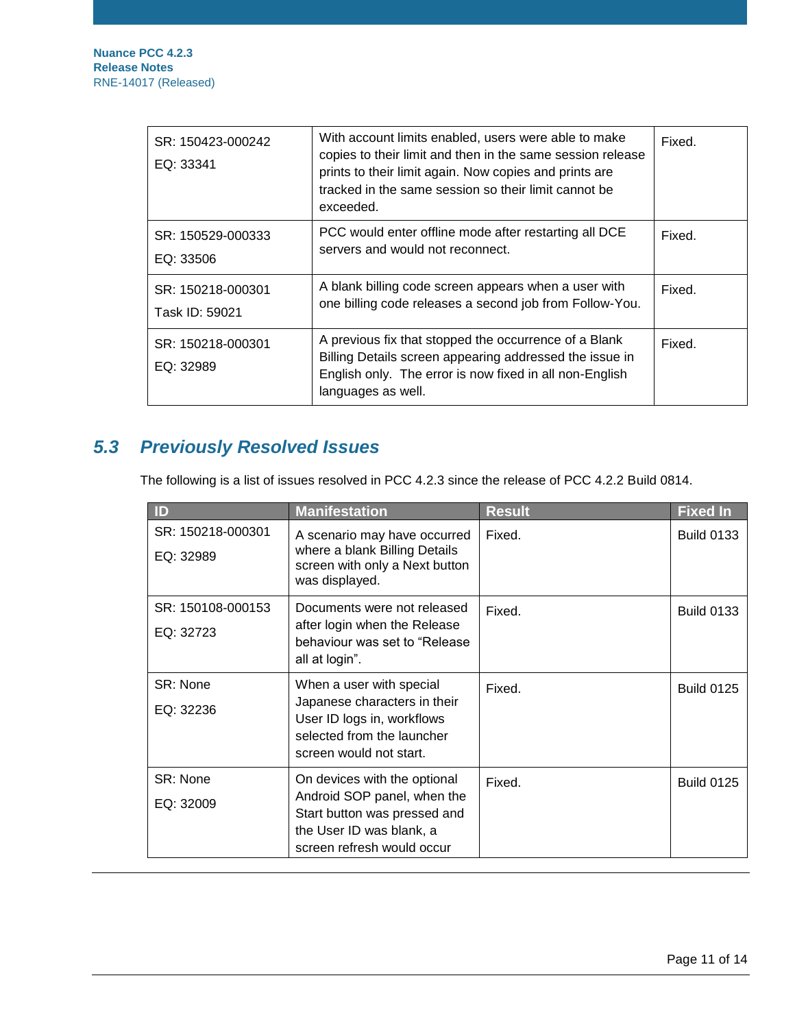| | | |
|---|---|---|
| SR: 150423-000242<br>EQ: 33341 | With account limits enabled, users were able to make copies to their limit and then in the same session release prints to their limit again. Now copies and prints are tracked in the same session so their limit cannot be exceeded. | Fixed. |
| SR: 150529-000333<br>EQ: 33506 | PCC would enter offline mode after restarting all DCE servers and would not reconnect. | Fixed. |
| SR: 150218-000301<br>Task ID: 59021 | A blank billing code screen appears when a user with one billing code releases a second job from Follow-You. | Fixed. |
| SR: 150218-000301<br>EQ: 32989 | A previous fix that stopped the occurrence of a Blank Billing Details screen appearing addressed the issue in English only. The error is now fixed in all non-English languages as well. | Fixed. |

## 5.3 Previously Resolved Issues

The following is a list of issues resolved in PCC 4.2.3 since the release of PCC 4.2.2 Build 0814.

| ID | Manifestation | Result | Fixed In |
|---|---|---|---|
| SR: 150218-000301<br>EQ: 32989 | A scenario may have occurred where a blank Billing Details screen with only a Next button was displayed. | Fixed. | Build 0133 |
| SR: 150108-000153<br>EQ: 32723 | Documents were not released after login when the Release behaviour was set to “Release all at login”. | Fixed. | Build 0133 |
| SR: None<br>EQ: 32236 | When a user with special Japanese characters in their User ID logs in, workflows selected from the launcher screen would not start. | Fixed. | Build 0125 |
| SR: None<br>EQ: 32009 | On devices with the optional Android SOP panel, when the Start button was pressed and the User ID was blank, a screen refresh would occur | Fixed. | Build 0125 |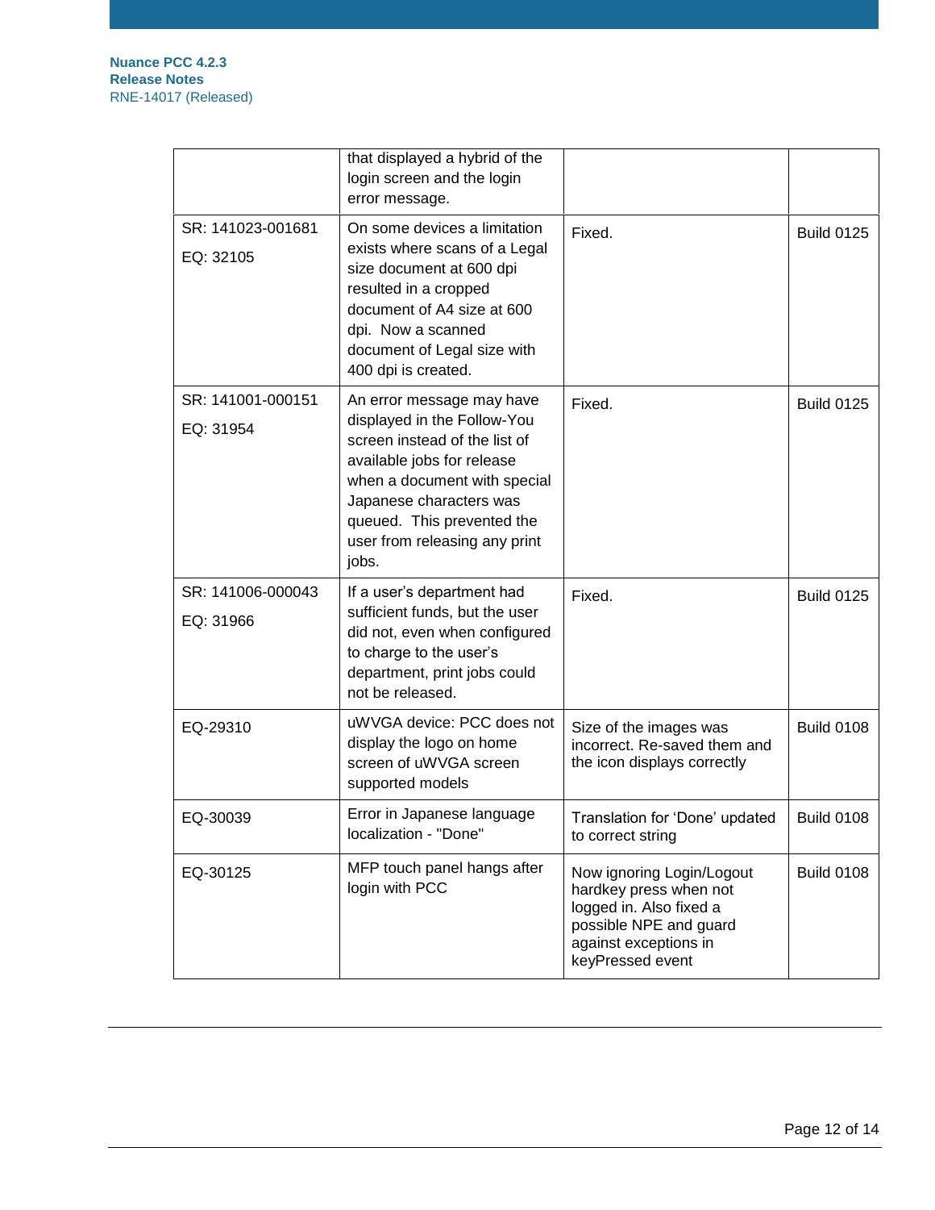| | | | |
|---|---|---|---|
| | that displayed a hybrid of the login screen and the login error message. | | |
| SR: 141023-001681<br>EQ: 32105 | On some devices a limitation exists where scans of a Legal size document at 600 dpi resulted in a cropped document of A4 size at 600 dpi. Now a scanned document of Legal size with 400 dpi is created. | Fixed. | Build 0125 |
| SR: 141001-000151<br>EQ: 31954 | An error message may have displayed in the Follow-You screen instead of the list of available jobs for release when a document with special Japanese characters was queued. This prevented the user from releasing any print jobs. | Fixed. | Build 0125 |
| SR: 141006-000043<br>EQ: 31966 | If a user's department had sufficient funds, but the user did not, even when configured to charge to the user's department, print jobs could not be released. | Fixed. | Build 0125 |
| EQ-29310 | uWVGA device: PCC does not display the logo on home screen of uWVGA screen supported models | Size of the images was incorrect. Re-saved them and the icon displays correctly | Build 0108 |
| EQ-30039 | Error in Japanese language localization - "Done" | Translation for 'Done' updated to correct string | Build 0108 |
| EQ-30125 | MFP touch panel hangs after login with PCC | Now ignoring Login/Logout hardkey press when not logged in. Also fixed a possible NPE and guard against exceptions in keyPressed event | Build 0108 |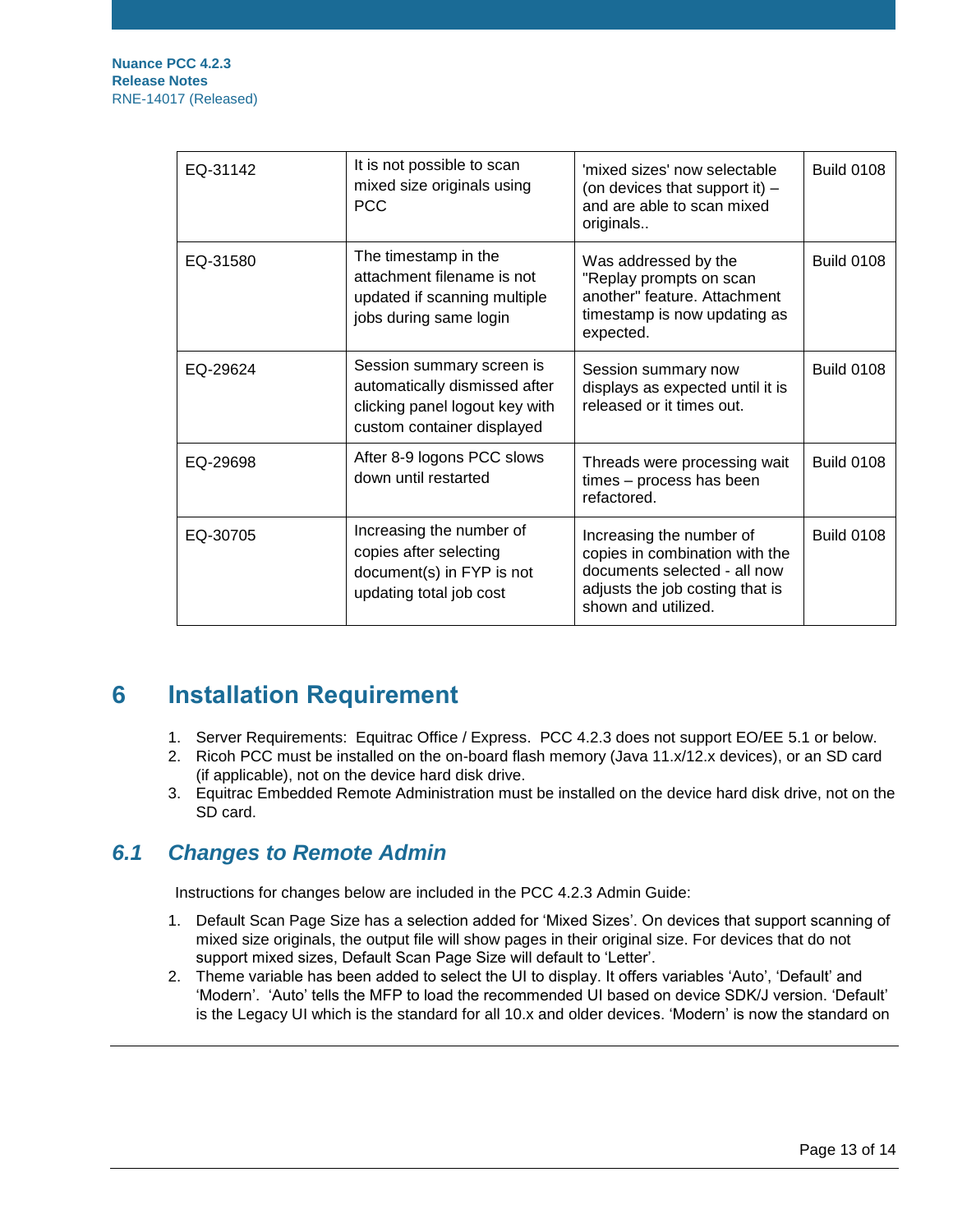| EQ-31142 | It is not possible to scan mixed size originals using PCC | 'mixed sizes' now selectable (on devices that support it) – and are able to scan mixed originals.. | Build 0108 |
|---|---|---|---|
| EQ-31580 | The timestamp in the attachment filename is not updated if scanning multiple jobs during same login | Was addressed by the "Replay prompts on scan another" feature. Attachment timestamp is now updating as expected. | Build 0108 |
| EQ-29624 | Session summary screen is automatically dismissed after clicking panel logout key with custom container displayed | Session summary now displays as expected until it is released or it times out. | Build 0108 |
| EQ-29698 | After 8-9 logons PCC slows down until restarted | Threads were processing wait times – process has been refactored. | Build 0108 |
| EQ-30705 | Increasing the number of copies after selecting document(s) in FYP is not updating total job cost | Increasing the number of copies in combination with the documents selected - all now adjusts the job costing that is shown and utilized. | Build 0108 |

# 6 Installation Requirement

1. Server Requirements: Equitrac Office / Express. PCC 4.2.3 does not support EO/EE 5.1 or below.
2. Ricoh PCC must be installed on the on-board flash memory (Java 11.x/12.x devices), or an SD card (if applicable), not on the device hard disk drive.
3. Equitrac Embedded Remote Administration must be installed on the device hard disk drive, not on the SD card.

## *6.1 Changes to Remote Admin*

Instructions for changes below are included in the PCC 4.2.3 Admin Guide:

1. Default Scan Page Size has a selection added for ‘Mixed Sizes’. On devices that support scanning of mixed size originals, the output file will show pages in their original size. For devices that do not support mixed sizes, Default Scan Page Size will default to ‘Letter’.
2. Theme variable has been added to select the UI to display. It offers variables ‘Auto’, ‘Default’ and ‘Modern’. ‘Auto’ tells the MFP to load the recommended UI based on device SDK/J version. ‘Default’ is the Legacy UI which is the standard for all 10.x and older devices. ‘Modern’ is now the standard on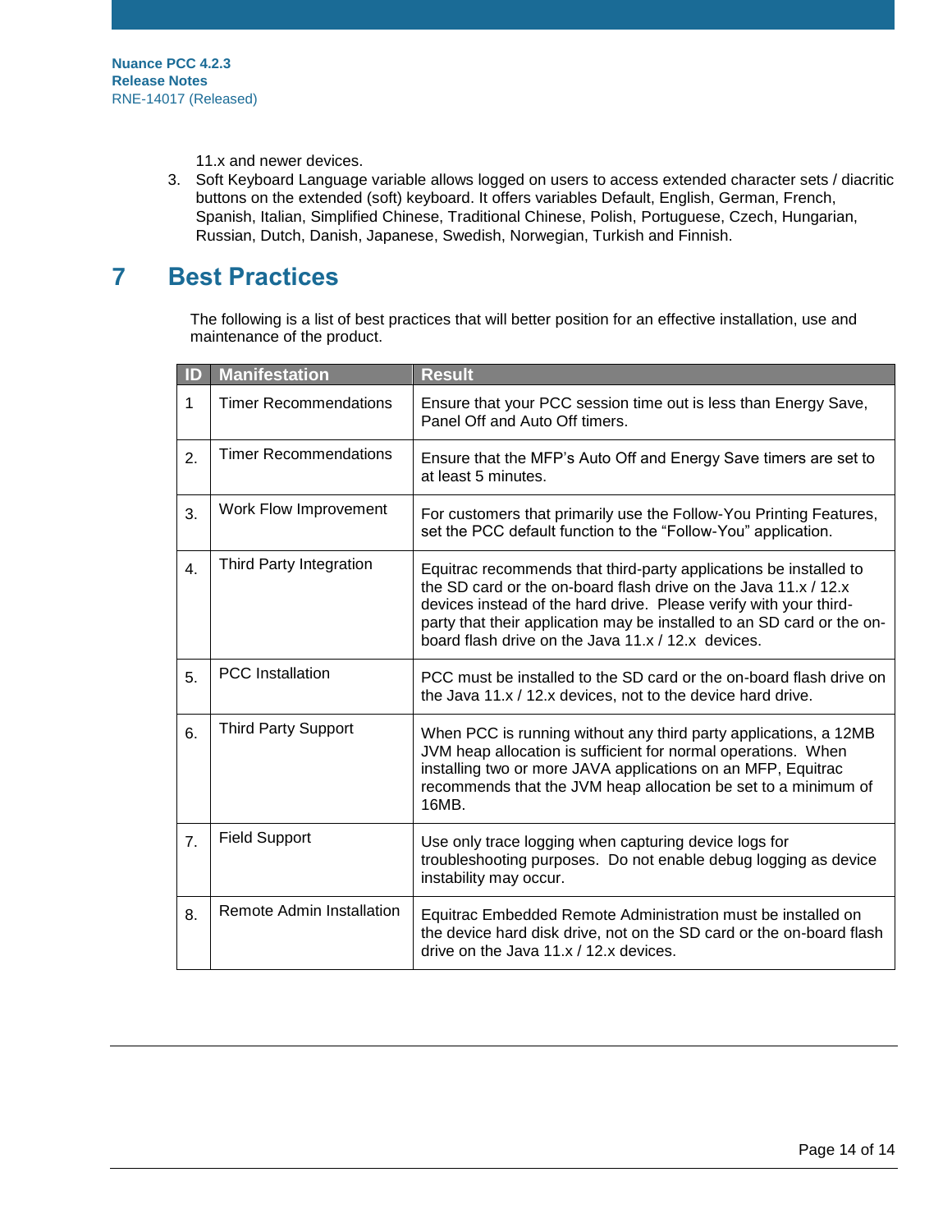11.x and newer devices.

3. Soft Keyboard Language variable allows logged on users to access extended character sets / diacritic buttons on the extended (soft) keyboard. It offers variables Default, English, German, French, Spanish, Italian, Simplified Chinese, Traditional Chinese, Polish, Portuguese, Czech, Hungarian, Russian, Dutch, Danish, Japanese, Swedish, Norwegian, Turkish and Finnish.

# 7 Best Practices

The following is a list of best practices that will better position for an effective installation, use and maintenance of the product.

| ID | Manifestation | Result |
|---|---|---|
| 1 | Timer Recommendations | Ensure that your PCC session time out is less than Energy Save, Panel Off and Auto Off timers. |
| 2. | Timer Recommendations | Ensure that the MFP’s Auto Off and Energy Save timers are set to at least 5 minutes. |
| 3. | Work Flow Improvement | For customers that primarily use the Follow-You Printing Features, set the PCC default function to the “Follow-You” application. |
| 4. | Third Party Integration | Equitrac recommends that third-party applications be installed to the SD card or the on-board flash drive on the Java 11.x / 12.x devices instead of the hard drive. Please verify with your third-party that their application may be installed to an SD card or the on-board flash drive on the Java 11.x / 12.x devices. |
| 5. | PCC Installation | PCC must be installed to the SD card or the on-board flash drive on the Java 11.x / 12.x devices, not to the device hard drive. |
| 6. | Third Party Support | When PCC is running without any third party applications, a 12MB JVM heap allocation is sufficient for normal operations. When installing two or more JAVA applications on an MFP, Equitrac recommends that the JVM heap allocation be set to a minimum of 16MB. |
| 7. | Field Support | Use only trace logging when capturing device logs for troubleshooting purposes. Do not enable debug logging as device instability may occur. |
| 8. | Remote Admin Installation | Equitrac Embedded Remote Administration must be installed on the device hard disk drive, not on the SD card or the on-board flash drive on the Java 11.x / 12.x devices. |